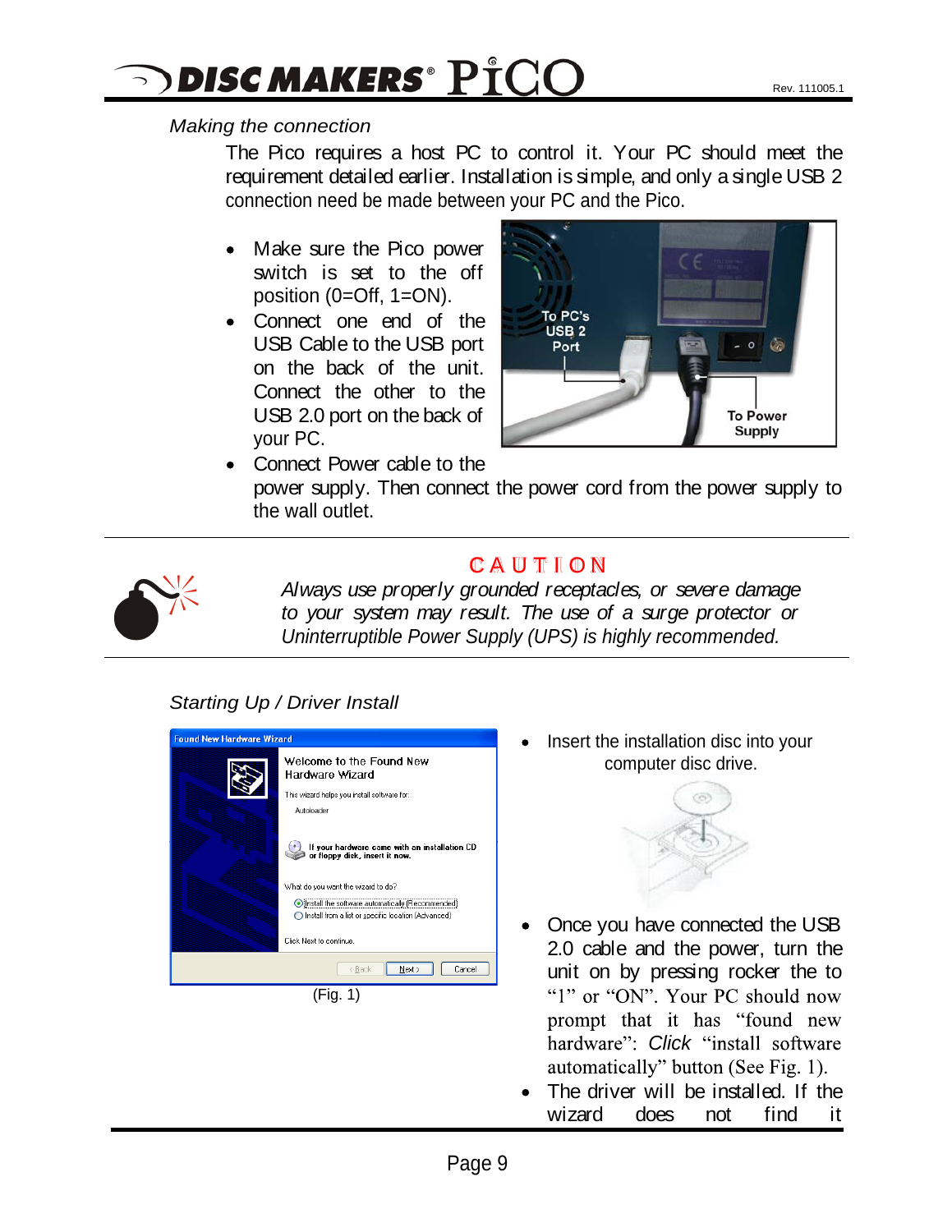*Making the connection*

The Pico requires a host PC to control it. Your PC should meet the requirement detailed earlier. Installation is simple, and only a single USB 2 connection need be made between your PC and the Pico.

- Make sure the Pico power switch is set to the off position (0=Off, 1=ON).
- Connect one end of the USB Cable to the USB port on the back of the unit. Connect the other to the USB 2.0 port on the back of your PC.
- Connect Power cable to the power supply. Then connect the power cord from the power supply to the wall outlet.

**CAUTION**

*Always use properly grounded receptacles, or severe damage to your system may result. The use of a surge protector or Uninterruptible Power Supply (UPS) is highly recommended.*

*Starting Up / Driver Install*

(Fig. 1)

- Insert the installation disc into your computer disc drive.
- Once you have connected the USB 2.0 cable and the power, turn the unit on by pressing rocker the to "1" or "ON". Your PC should now prompt that it has "found new hardware": *Click* "install software automatically" button (See Fig. 1).
- The driver will be installed. If the wizard does not find it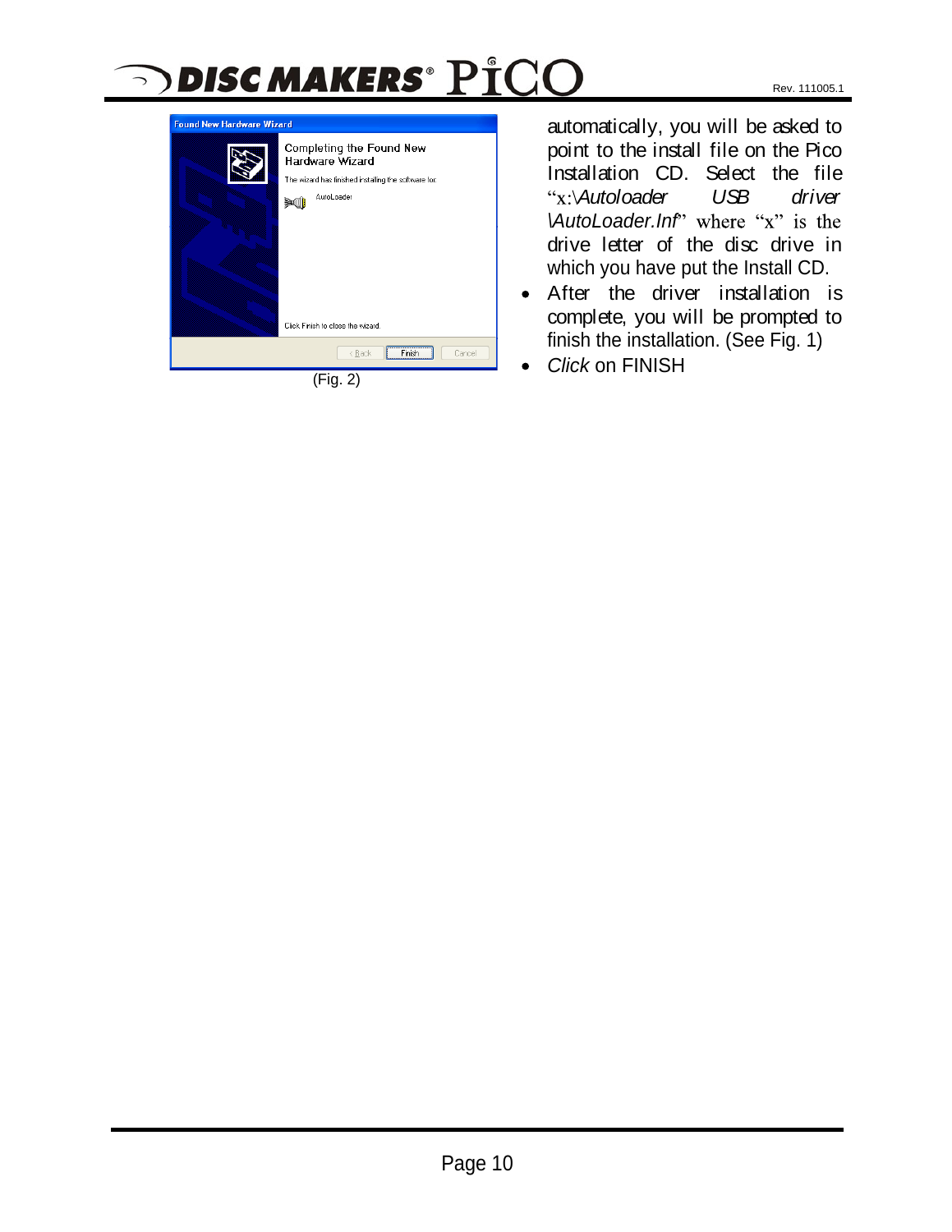Found New Hardware Wizard

Completing the Found New Hardware Wizard

The wizard has finished installing the software for:

AutoLoader

Click Finish to close the wizard.

< Back | Finish | Cancel

(Fig. 2)

automatically, you will be asked to point to the install file on the Pico Installation CD. Select the file "x:\*Autoloader USB driver \AutoLoader.Inf*" where "x" is the drive letter of the disc drive in which you have put the Install CD.

- After the driver installation is complete, you will be prompted to finish the installation. (See Fig. 1)
- *Click* on FINISH